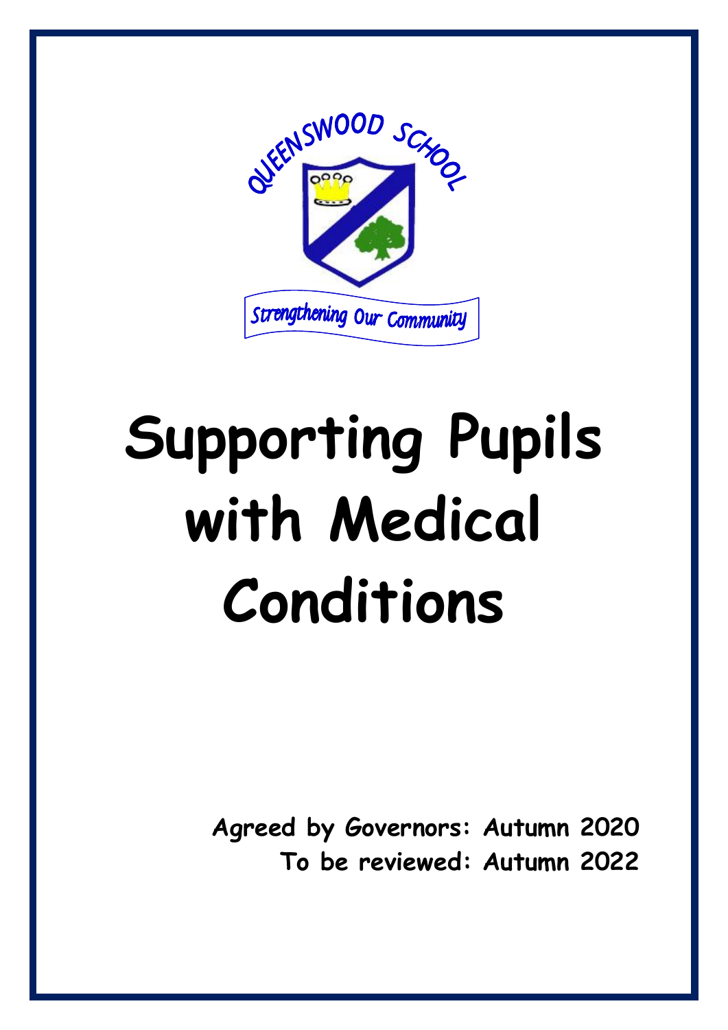QUEENSWOOD SCHOOL

Strengthening Our Community

# Supporting Pupils with Medical Conditions

**Agreed by Governors: Autumn 2020**
**To be reviewed: Autumn 2022**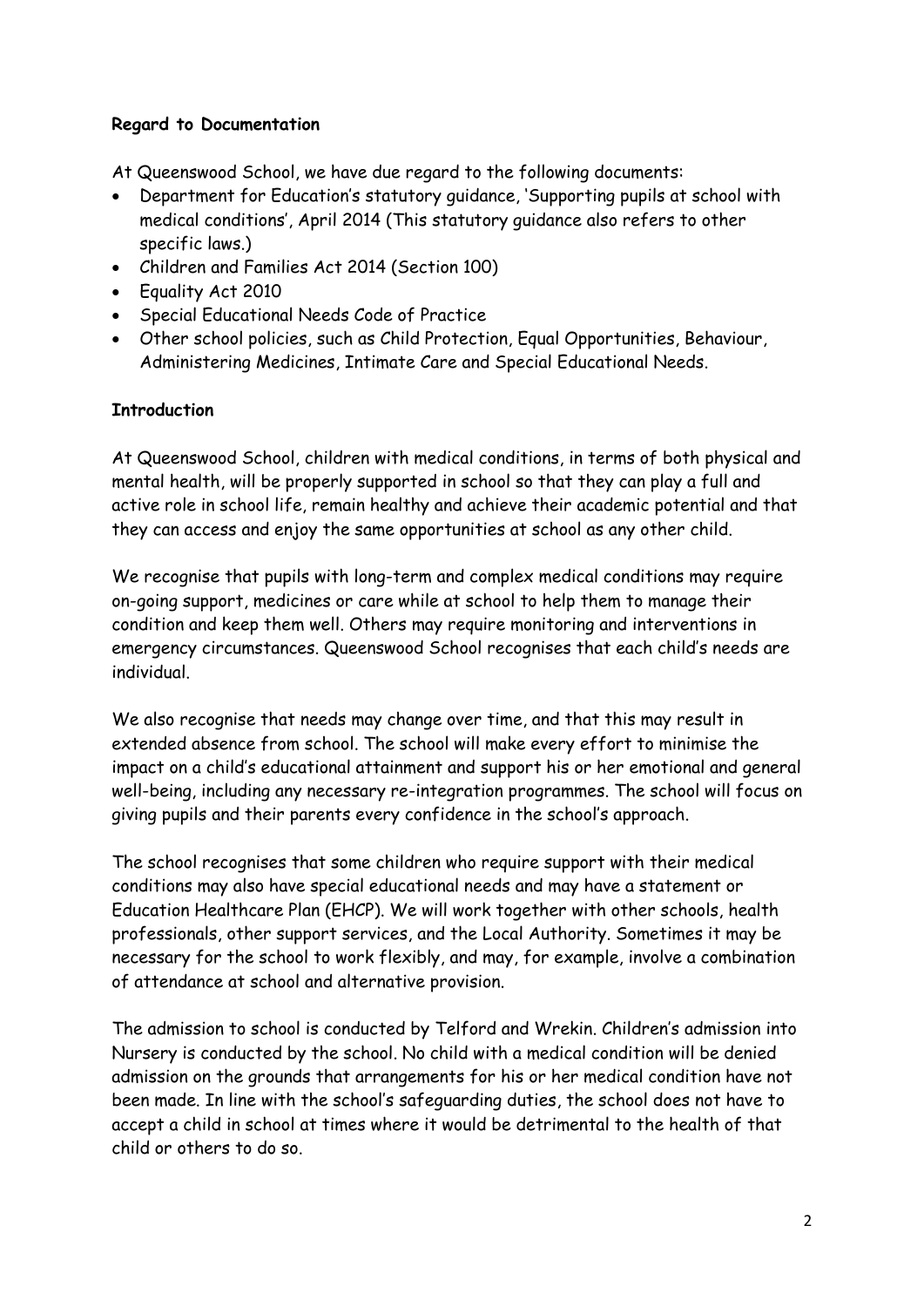**Regard to Documentation**

At Queenswood School, we have due regard to the following documents:

- Department for Education's statutory guidance, 'Supporting pupils at school with medical conditions', April 2014 (This statutory guidance also refers to other specific laws.)
- Children and Families Act 2014 (Section 100)
- Equality Act 2010
- Special Educational Needs Code of Practice
- Other school policies, such as Child Protection, Equal Opportunities, Behaviour, Administering Medicines, Intimate Care and Special Educational Needs.

**Introduction**

At Queenswood School, children with medical conditions, in terms of both physical and mental health, will be properly supported in school so that they can play a full and active role in school life, remain healthy and achieve their academic potential and that they can access and enjoy the same opportunities at school as any other child.

We recognise that pupils with long-term and complex medical conditions may require on-going support, medicines or care while at school to help them to manage their condition and keep them well. Others may require monitoring and interventions in emergency circumstances. Queenswood School recognises that each child's needs are individual.

We also recognise that needs may change over time, and that this may result in extended absence from school. The school will make every effort to minimise the impact on a child's educational attainment and support his or her emotional and general well-being, including any necessary re-integration programmes. The school will focus on giving pupils and their parents every confidence in the school's approach.

The school recognises that some children who require support with their medical conditions may also have special educational needs and may have a statement or Education Healthcare Plan (EHCP). We will work together with other schools, health professionals, other support services, and the Local Authority. Sometimes it may be necessary for the school to work flexibly, and may, for example, involve a combination of attendance at school and alternative provision.

The admission to school is conducted by Telford and Wrekin. Children's admission into Nursery is conducted by the school. No child with a medical condition will be denied admission on the grounds that arrangements for his or her medical condition have not been made. In line with the school's safeguarding duties, the school does not have to accept a child in school at times where it would be detrimental to the health of that child or others to do so.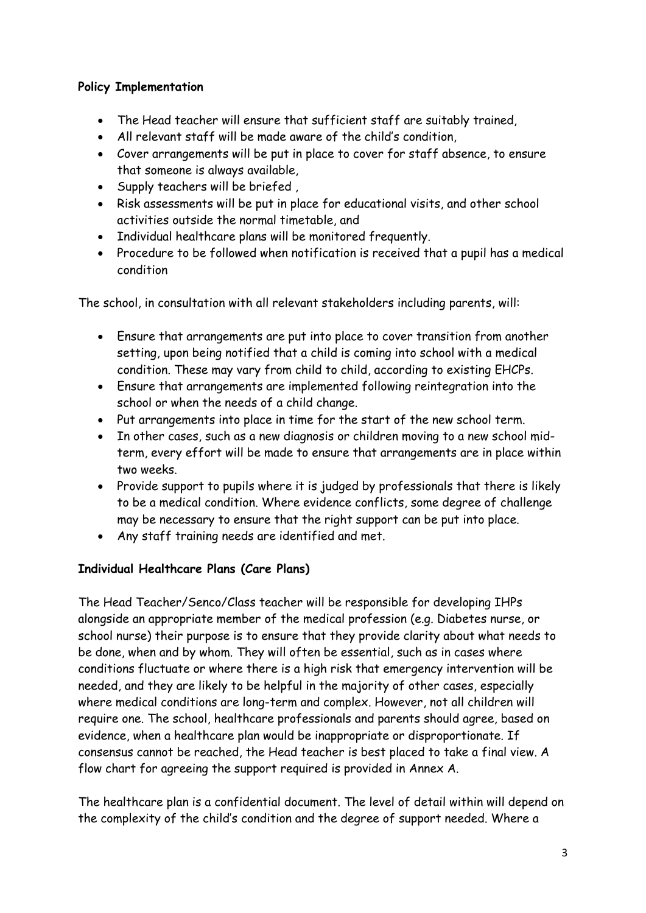**Policy Implementation**

- The Head teacher will ensure that sufficient staff are suitably trained,
- All relevant staff will be made aware of the child's condition,
- Cover arrangements will be put in place to cover for staff absence, to ensure that someone is always available,
- Supply teachers will be briefed ,
- Risk assessments will be put in place for educational visits, and other school activities outside the normal timetable, and
- Individual healthcare plans will be monitored frequently.
- Procedure to be followed when notification is received that a pupil has a medical condition

The school, in consultation with all relevant stakeholders including parents, will:

- Ensure that arrangements are put into place to cover transition from another setting, upon being notified that a child is coming into school with a medical condition. These may vary from child to child, according to existing EHCPs.
- Ensure that arrangements are implemented following reintegration into the school or when the needs of a child change.
- Put arrangements into place in time for the start of the new school term.
- In other cases, such as a new diagnosis or children moving to a new school mid-term, every effort will be made to ensure that arrangements are in place within two weeks.
- Provide support to pupils where it is judged by professionals that there is likely to be a medical condition. Where evidence conflicts, some degree of challenge may be necessary to ensure that the right support can be put into place.
- Any staff training needs are identified and met.

**Individual Healthcare Plans (Care Plans)**

The Head Teacher/Senco/Class teacher will be responsible for developing IHPs alongside an appropriate member of the medical profession (e.g. Diabetes nurse, or school nurse) their purpose is to ensure that they provide clarity about what needs to be done, when and by whom. They will often be essential, such as in cases where conditions fluctuate or where there is a high risk that emergency intervention will be needed, and they are likely to be helpful in the majority of other cases, especially where medical conditions are long-term and complex. However, not all children will require one. The school, healthcare professionals and parents should agree, based on evidence, when a healthcare plan would be inappropriate or disproportionate. If consensus cannot be reached, the Head teacher is best placed to take a final view. A flow chart for agreeing the support required is provided in Annex A.

The healthcare plan is a confidential document. The level of detail within will depend on the complexity of the child's condition and the degree of support needed. Where a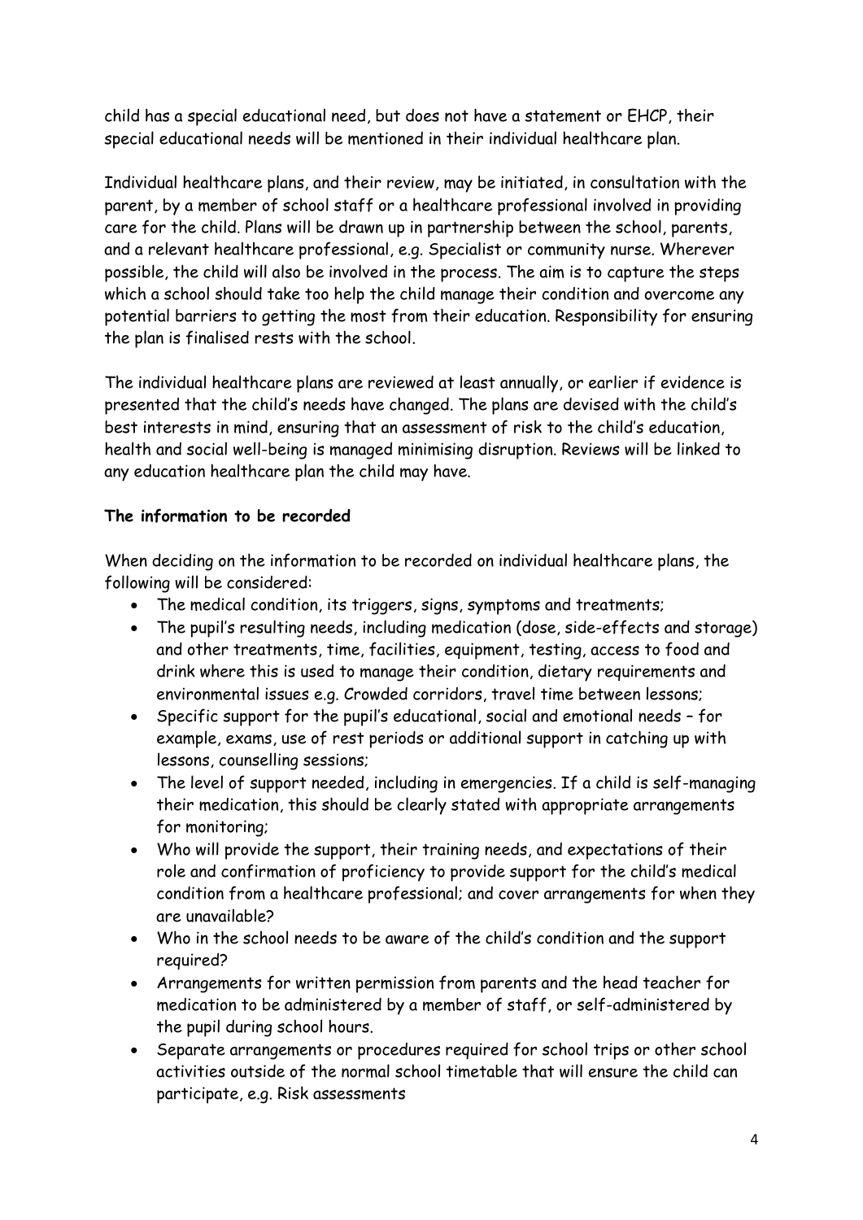child has a special educational need, but does not have a statement or EHCP, their special educational needs will be mentioned in their individual healthcare plan.

Individual healthcare plans, and their review, may be initiated, in consultation with the parent, by a member of school staff or a healthcare professional involved in providing care for the child. Plans will be drawn up in partnership between the school, parents, and a relevant healthcare professional, e.g. Specialist or community nurse. Wherever possible, the child will also be involved in the process. The aim is to capture the steps which a school should take too help the child manage their condition and overcome any potential barriers to getting the most from their education. Responsibility for ensuring the plan is finalised rests with the school.

The individual healthcare plans are reviewed at least annually, or earlier if evidence is presented that the child's needs have changed. The plans are devised with the child's best interests in mind, ensuring that an assessment of risk to the child's education, health and social well-being is managed minimising disruption. Reviews will be linked to any education healthcare plan the child may have.

**The information to be recorded**

When deciding on the information to be recorded on individual healthcare plans, the following will be considered:

- The medical condition, its triggers, signs, symptoms and treatments;
- The pupil's resulting needs, including medication (dose, side-effects and storage) and other treatments, time, facilities, equipment, testing, access to food and drink where this is used to manage their condition, dietary requirements and environmental issues e.g. Crowded corridors, travel time between lessons;
- Specific support for the pupil's educational, social and emotional needs – for example, exams, use of rest periods or additional support in catching up with lessons, counselling sessions;
- The level of support needed, including in emergencies. If a child is self-managing their medication, this should be clearly stated with appropriate arrangements for monitoring;
- Who will provide the support, their training needs, and expectations of their role and confirmation of proficiency to provide support for the child's medical condition from a healthcare professional; and cover arrangements for when they are unavailable?
- Who in the school needs to be aware of the child's condition and the support required?
- Arrangements for written permission from parents and the head teacher for medication to be administered by a member of staff, or self-administered by the pupil during school hours.
- Separate arrangements or procedures required for school trips or other school activities outside of the normal school timetable that will ensure the child can participate, e.g. Risk assessments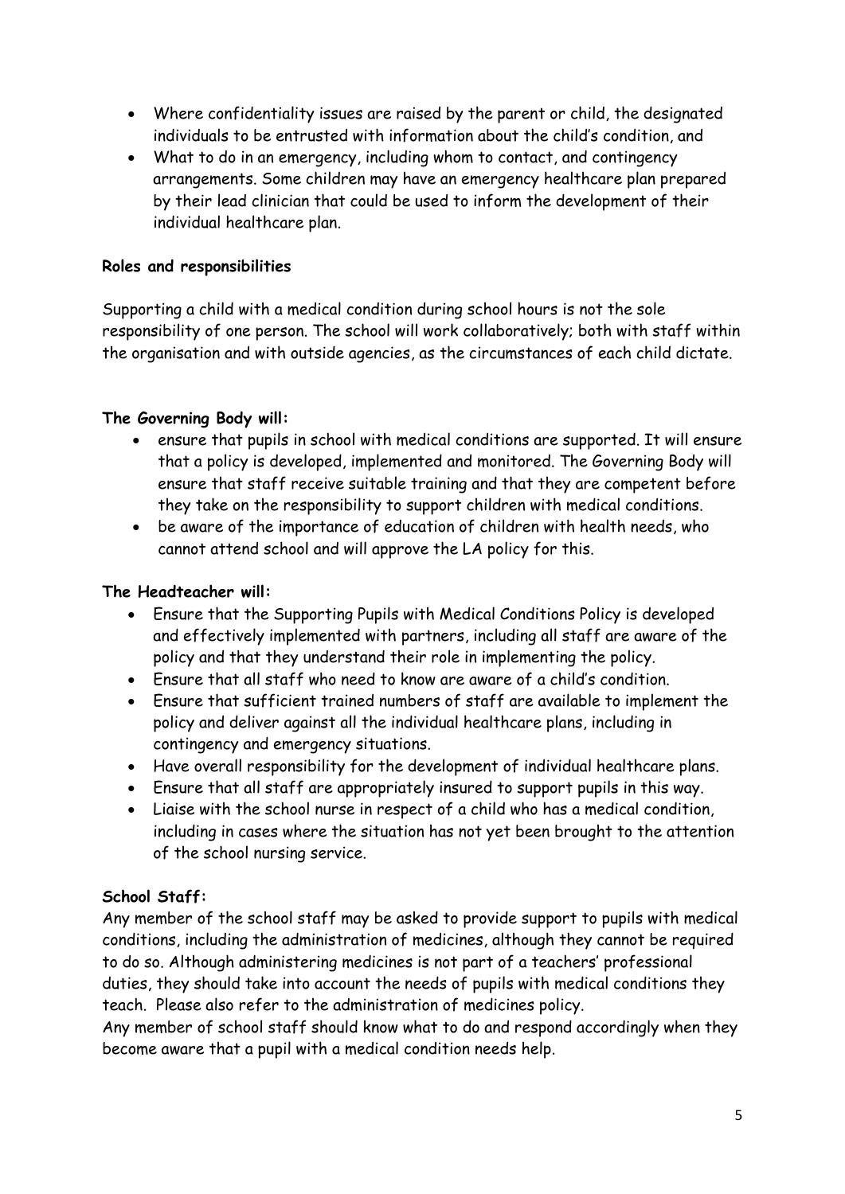- Where confidentiality issues are raised by the parent or child, the designated individuals to be entrusted with information about the child's condition, and
- What to do in an emergency, including whom to contact, and contingency arrangements. Some children may have an emergency healthcare plan prepared by their lead clinician that could be used to inform the development of their individual healthcare plan.

**Roles and responsibilities**

Supporting a child with a medical condition during school hours is not the sole responsibility of one person. The school will work collaboratively; both with staff within the organisation and with outside agencies, as the circumstances of each child dictate.

**The Governing Body will:**

- ensure that pupils in school with medical conditions are supported. It will ensure that a policy is developed, implemented and monitored. The Governing Body will ensure that staff receive suitable training and that they are competent before they take on the responsibility to support children with medical conditions.
- be aware of the importance of education of children with health needs, who cannot attend school and will approve the LA policy for this.

**The Headteacher will:**

- Ensure that the Supporting Pupils with Medical Conditions Policy is developed and effectively implemented with partners, including all staff are aware of the policy and that they understand their role in implementing the policy.
- Ensure that all staff who need to know are aware of a child's condition.
- Ensure that sufficient trained numbers of staff are available to implement the policy and deliver against all the individual healthcare plans, including in contingency and emergency situations.
- Have overall responsibility for the development of individual healthcare plans.
- Ensure that all staff are appropriately insured to support pupils in this way.
- Liaise with the school nurse in respect of a child who has a medical condition, including in cases where the situation has not yet been brought to the attention of the school nursing service.

**School Staff:**

Any member of the school staff may be asked to provide support to pupils with medical conditions, including the administration of medicines, although they cannot be required to do so. Although administering medicines is not part of a teachers' professional duties, they should take into account the needs of pupils with medical conditions they teach. Please also refer to the administration of medicines policy.

Any member of school staff should know what to do and respond accordingly when they become aware that a pupil with a medical condition needs help.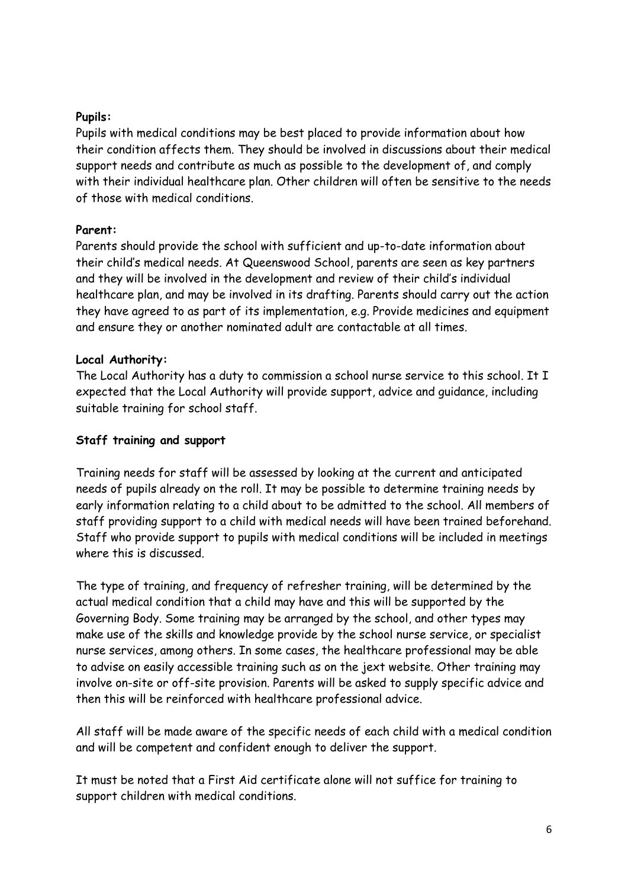**Pupils:**
Pupils with medical conditions may be best placed to provide information about how their condition affects them. They should be involved in discussions about their medical support needs and contribute as much as possible to the development of, and comply with their individual healthcare plan. Other children will often be sensitive to the needs of those with medical conditions.

**Parent:**
Parents should provide the school with sufficient and up-to-date information about their child's medical needs. At Queenswood School, parents are seen as key partners and they will be involved in the development and review of their child's individual healthcare plan, and may be involved in its drafting. Parents should carry out the action they have agreed to as part of its implementation, e.g. Provide medicines and equipment and ensure they or another nominated adult are contactable at all times.

**Local Authority:**
The Local Authority has a duty to commission a school nurse service to this school. It I expected that the Local Authority will provide support, advice and guidance, including suitable training for school staff.

**Staff training and support**

Training needs for staff will be assessed by looking at the current and anticipated needs of pupils already on the roll. It may be possible to determine training needs by early information relating to a child about to be admitted to the school. All members of staff providing support to a child with medical needs will have been trained beforehand. Staff who provide support to pupils with medical conditions will be included in meetings where this is discussed.

The type of training, and frequency of refresher training, will be determined by the actual medical condition that a child may have and this will be supported by the Governing Body. Some training may be arranged by the school, and other types may make use of the skills and knowledge provide by the school nurse service, or specialist nurse services, among others. In some cases, the healthcare professional may be able to advise on easily accessible training such as on the jext website. Other training may involve on-site or off-site provision. Parents will be asked to supply specific advice and then this will be reinforced with healthcare professional advice.

All staff will be made aware of the specific needs of each child with a medical condition and will be competent and confident enough to deliver the support.

It must be noted that a First Aid certificate alone will not suffice for training to support children with medical conditions.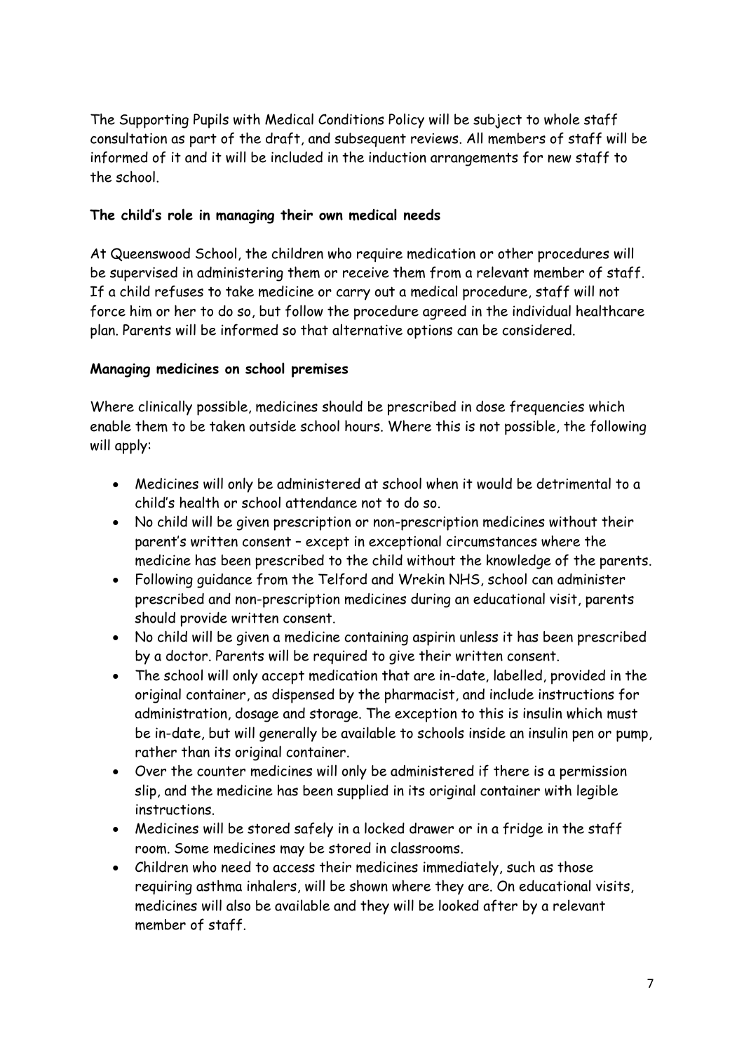The Supporting Pupils with Medical Conditions Policy will be subject to whole staff consultation as part of the draft, and subsequent reviews. All members of staff will be informed of it and it will be included in the induction arrangements for new staff to the school.

**The child's role in managing their own medical needs**

At Queenswood School, the children who require medication or other procedures will be supervised in administering them or receive them from a relevant member of staff. If a child refuses to take medicine or carry out a medical procedure, staff will not force him or her to do so, but follow the procedure agreed in the individual healthcare plan. Parents will be informed so that alternative options can be considered.

**Managing medicines on school premises**

Where clinically possible, medicines should be prescribed in dose frequencies which enable them to be taken outside school hours. Where this is not possible, the following will apply:

- Medicines will only be administered at school when it would be detrimental to a child's health or school attendance not to do so.
- No child will be given prescription or non-prescription medicines without their parent's written consent – except in exceptional circumstances where the medicine has been prescribed to the child without the knowledge of the parents.
- Following guidance from the Telford and Wrekin NHS, school can administer prescribed and non-prescription medicines during an educational visit, parents should provide written consent.
- No child will be given a medicine containing aspirin unless it has been prescribed by a doctor. Parents will be required to give their written consent.
- The school will only accept medication that are in-date, labelled, provided in the original container, as dispensed by the pharmacist, and include instructions for administration, dosage and storage. The exception to this is insulin which must be in-date, but will generally be available to schools inside an insulin pen or pump, rather than its original container.
- Over the counter medicines will only be administered if there is a permission slip, and the medicine has been supplied in its original container with legible instructions.
- Medicines will be stored safely in a locked drawer or in a fridge in the staff room. Some medicines may be stored in classrooms.
- Children who need to access their medicines immediately, such as those requiring asthma inhalers, will be shown where they are. On educational visits, medicines will also be available and they will be looked after by a relevant member of staff.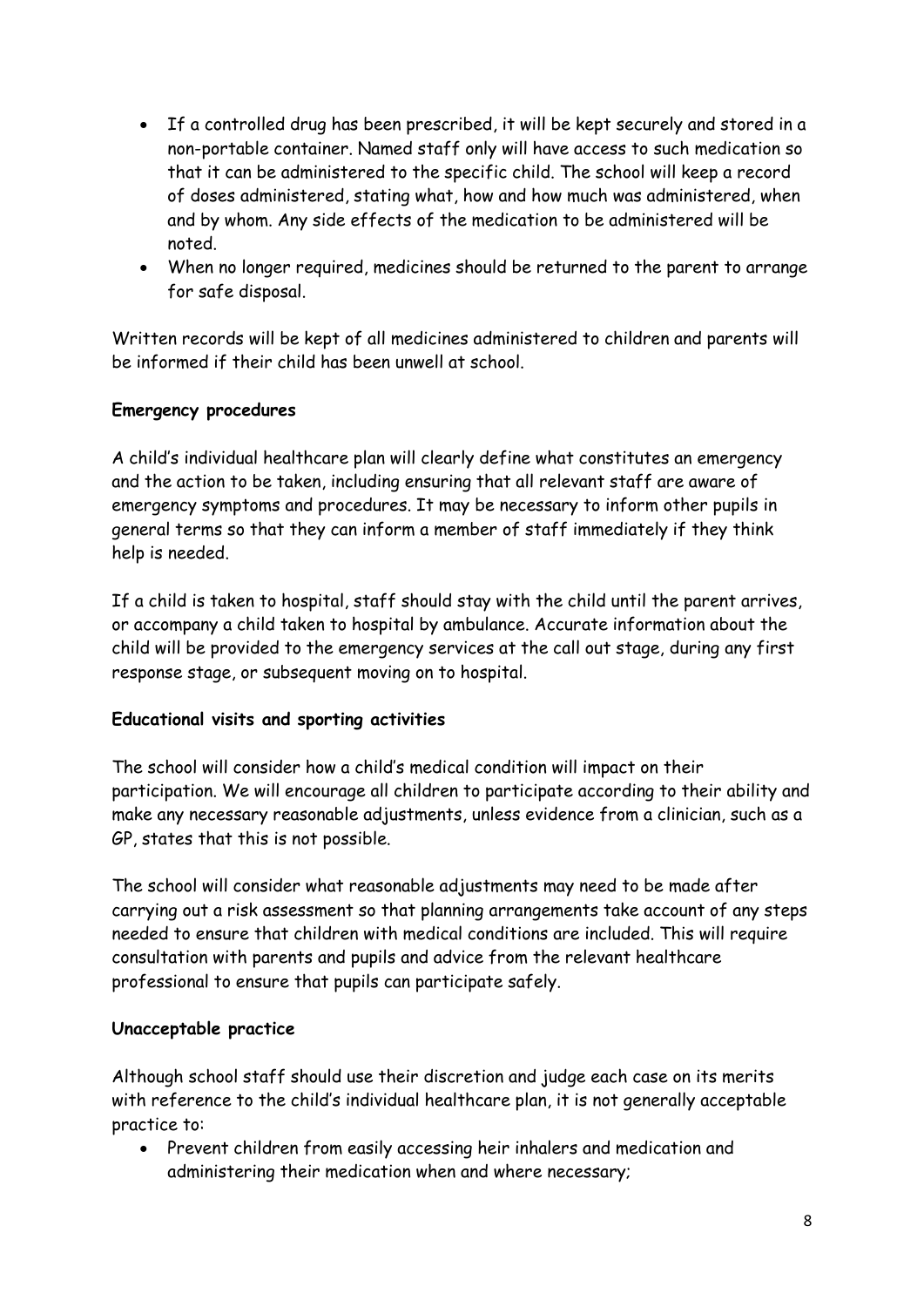- If a controlled drug has been prescribed, it will be kept securely and stored in a non-portable container. Named staff only will have access to such medication so that it can be administered to the specific child. The school will keep a record of doses administered, stating what, how and how much was administered, when and by whom. Any side effects of the medication to be administered will be noted.
- When no longer required, medicines should be returned to the parent to arrange for safe disposal.

Written records will be kept of all medicines administered to children and parents will be informed if their child has been unwell at school.

**Emergency procedures**

A child's individual healthcare plan will clearly define what constitutes an emergency and the action to be taken, including ensuring that all relevant staff are aware of emergency symptoms and procedures. It may be necessary to inform other pupils in general terms so that they can inform a member of staff immediately if they think help is needed.

If a child is taken to hospital, staff should stay with the child until the parent arrives, or accompany a child taken to hospital by ambulance. Accurate information about the child will be provided to the emergency services at the call out stage, during any first response stage, or subsequent moving on to hospital.

**Educational visits and sporting activities**

The school will consider how a child's medical condition will impact on their participation. We will encourage all children to participate according to their ability and make any necessary reasonable adjustments, unless evidence from a clinician, such as a GP, states that this is not possible.

The school will consider what reasonable adjustments may need to be made after carrying out a risk assessment so that planning arrangements take account of any steps needed to ensure that children with medical conditions are included. This will require consultation with parents and pupils and advice from the relevant healthcare professional to ensure that pupils can participate safely.

**Unacceptable practice**

Although school staff should use their discretion and judge each case on its merits with reference to the child's individual healthcare plan, it is not generally acceptable practice to:

- Prevent children from easily accessing heir inhalers and medication and administering their medication when and where necessary;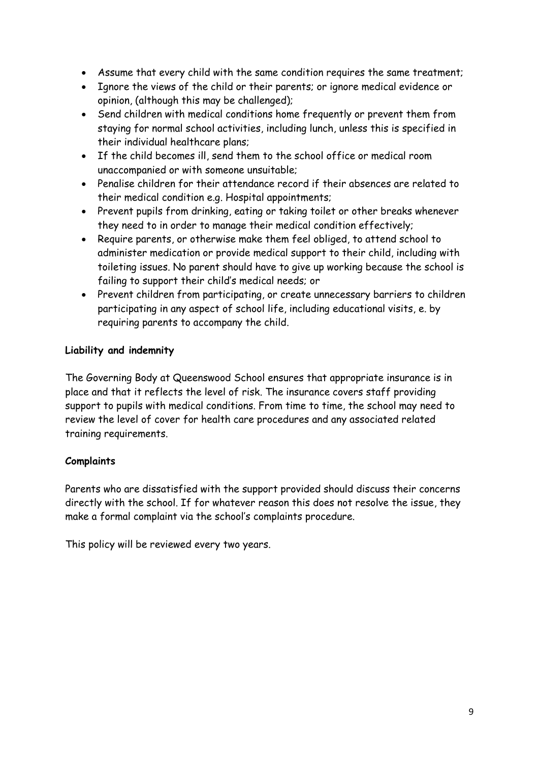- Assume that every child with the same condition requires the same treatment;
- Ignore the views of the child or their parents; or ignore medical evidence or opinion, (although this may be challenged);
- Send children with medical conditions home frequently or prevent them from staying for normal school activities, including lunch, unless this is specified in their individual healthcare plans;
- If the child becomes ill, send them to the school office or medical room unaccompanied or with someone unsuitable;
- Penalise children for their attendance record if their absences are related to their medical condition e.g. Hospital appointments;
- Prevent pupils from drinking, eating or taking toilet or other breaks whenever they need to in order to manage their medical condition effectively;
- Require parents, or otherwise make them feel obliged, to attend school to administer medication or provide medical support to their child, including with toileting issues. No parent should have to give up working because the school is failing to support their child's medical needs; or
- Prevent children from participating, or create unnecessary barriers to children participating in any aspect of school life, including educational visits, e. by requiring parents to accompany the child.

**Liability and indemnity**

The Governing Body at Queenswood School ensures that appropriate insurance is in place and that it reflects the level of risk. The insurance covers staff providing support to pupils with medical conditions. From time to time, the school may need to review the level of cover for health care procedures and any associated related training requirements.

**Complaints**

Parents who are dissatisfied with the support provided should discuss their concerns directly with the school. If for whatever reason this does not resolve the issue, they make a formal complaint via the school's complaints procedure.

This policy will be reviewed every two years.